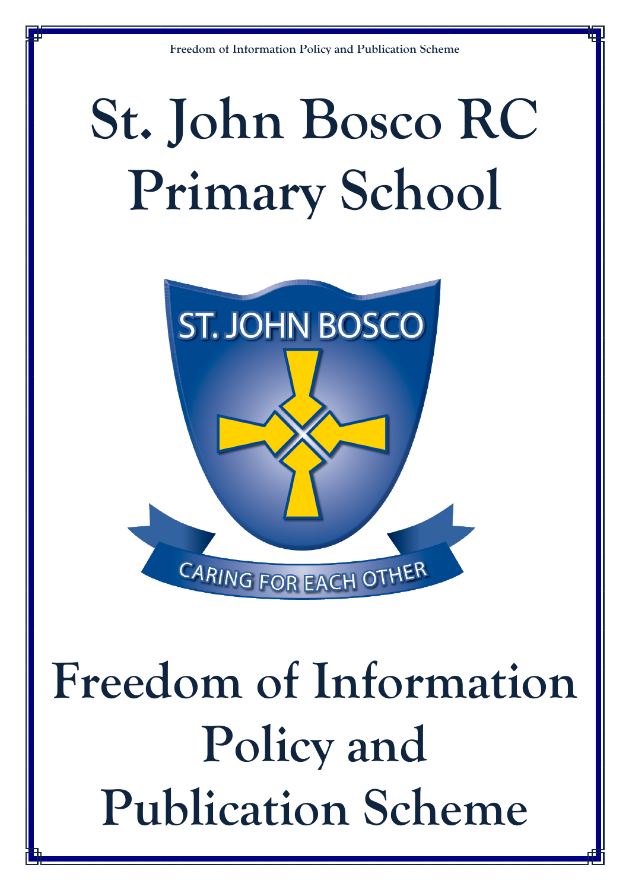# St. John Bosco RC Primary School

ST. JOHN BOSCO

CARING FOR EACH OTHER

# Freedom of Information Policy and Publication Scheme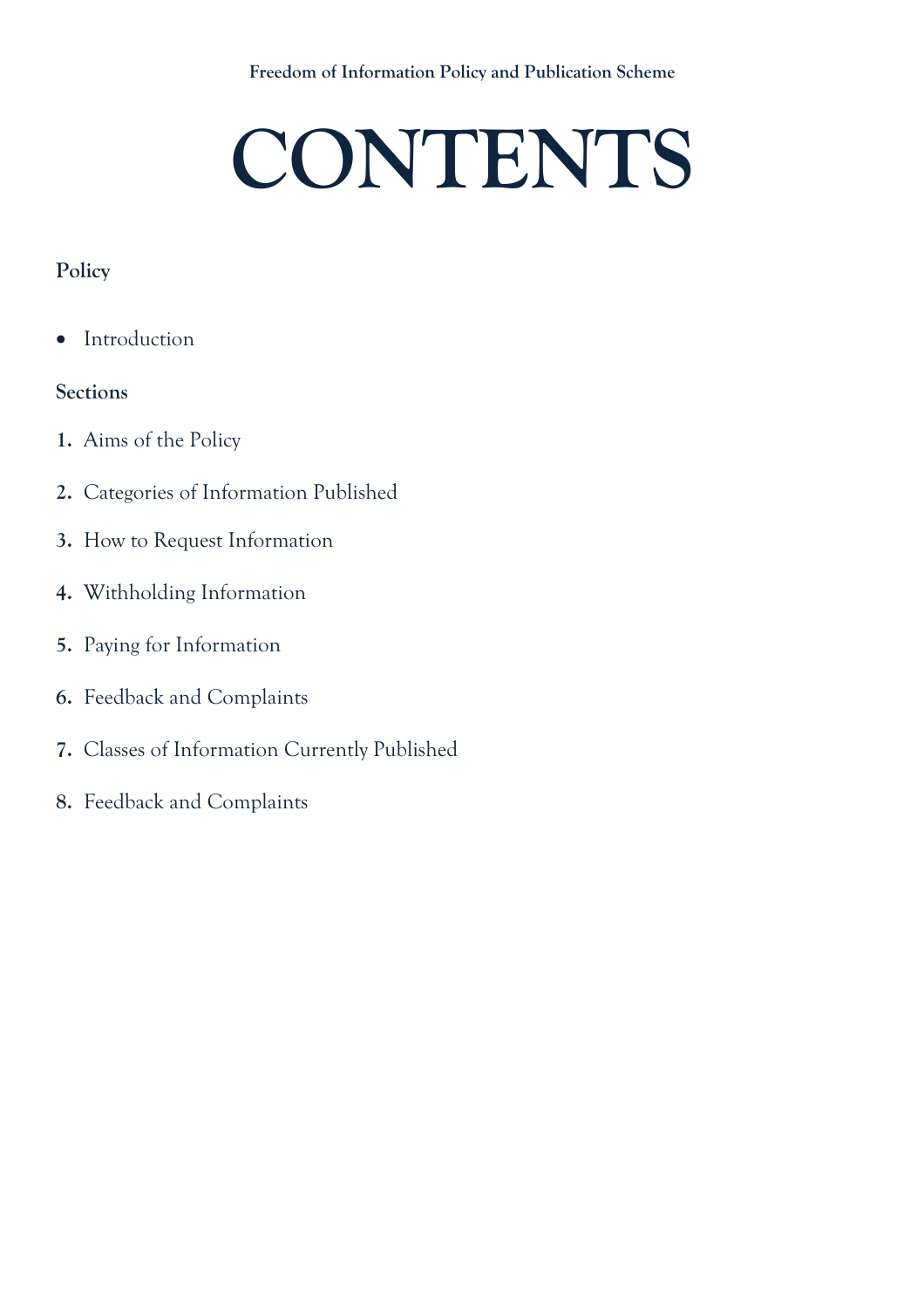# CONTENTS

**Policy**

- Introduction

**Sections**

1. Aims of the Policy
2. Categories of Information Published
3. How to Request Information
4. Withholding Information
5. Paying for Information
6. Feedback and Complaints
7. Classes of Information Currently Published
8. Feedback and Complaints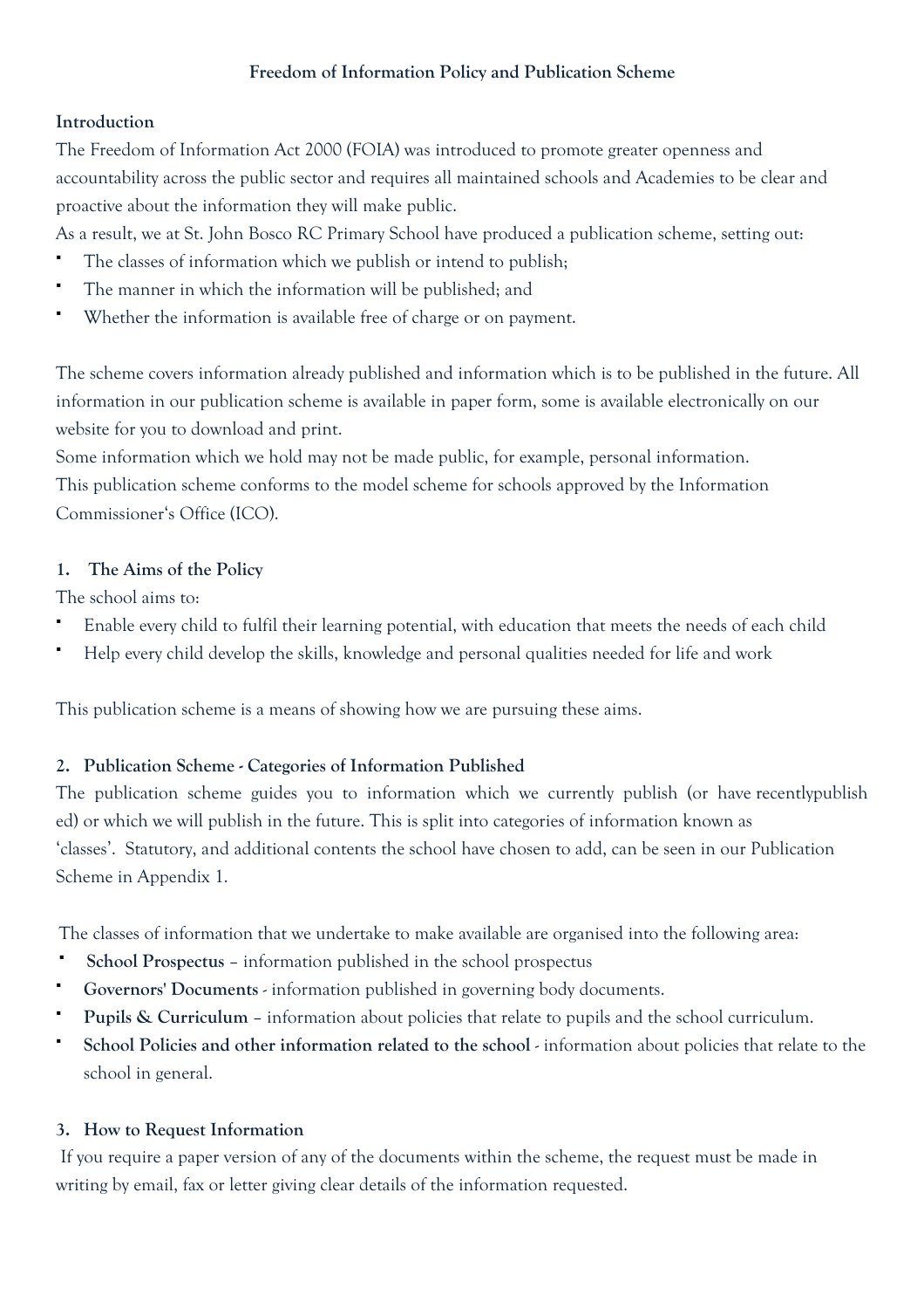# Freedom of Information Policy and Publication Scheme

## Introduction

The Freedom of Information Act 2000 (FOIA) was introduced to promote greater openness and accountability across the public sector and requires all maintained schools and Academies to be clear and proactive about the information they will make public.

As a result, we at St. John Bosco RC Primary School have produced a publication scheme, setting out:

- The classes of information which we publish or intend to publish;
- The manner in which the information will be published; and
- Whether the information is available free of charge or on payment.

The scheme covers information already published and information which is to be published in the future. All information in our publication scheme is available in paper form, some is available electronically on our website for you to download and print.

Some information which we hold may not be made public, for example, personal information.

This publication scheme conforms to the model scheme for schools approved by the Information Commissioner's Office (ICO).

## 1. The Aims of the Policy

The school aims to:

- Enable every child to fulfil their learning potential, with education that meets the needs of each child
- Help every child develop the skills, knowledge and personal qualities needed for life and work

This publication scheme is a means of showing how we are pursuing these aims.

## 2. Publication Scheme - Categories of Information Published

The publication scheme guides you to information which we currently publish (or have recentlypublished) or which we will publish in the future. This is split into categories of information known as 'classes'. Statutory, and additional contents the school have chosen to add, can be seen in our Publication Scheme in Appendix 1.

The classes of information that we undertake to make available are organised into the following area:

- **School Prospectus** – information published in the school prospectus
- **Governors' Documents** - information published in governing body documents.
- **Pupils & Curriculum** – information about policies that relate to pupils and the school curriculum.
- **School Policies and other information related to the school** - information about policies that relate to the school in general.

## 3. How to Request Information

If you require a paper version of any of the documents within the scheme, the request must be made in writing by email, fax or letter giving clear details of the information requested.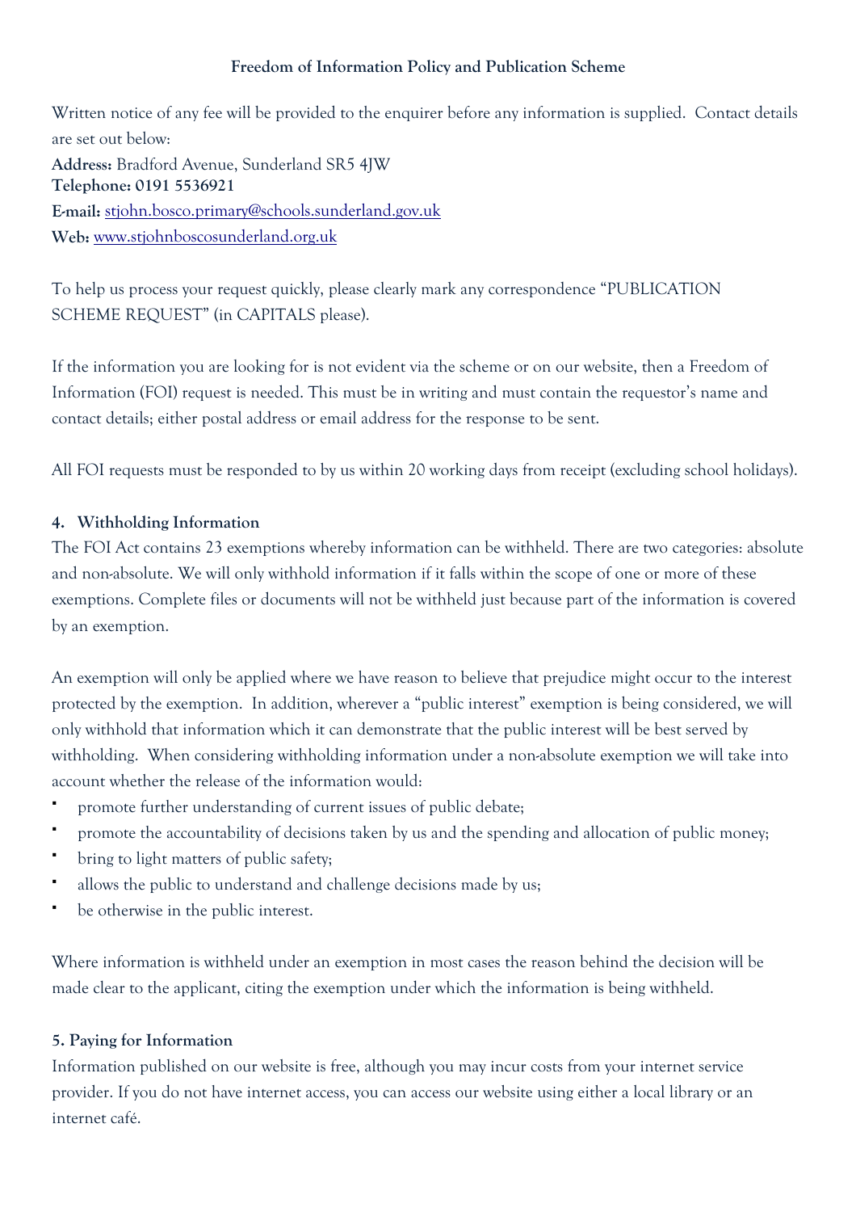Written notice of any fee will be provided to the enquirer before any information is supplied. Contact details are set out below:

**Address:** Bradford Avenue, Sunderland SR5 4JW
**Telephone: 0191 5536921**
**E-mail:** stjohn.bosco.primary@schools.sunderland.gov.uk
**Web:** www.stjohnboscosunderland.org.uk

To help us process your request quickly, please clearly mark any correspondence "PUBLICATION SCHEME REQUEST" (in CAPITALS please).

If the information you are looking for is not evident via the scheme or on our website, then a Freedom of Information (FOI) request is needed. This must be in writing and must contain the requestor's name and contact details; either postal address or email address for the response to be sent.

All FOI requests must be responded to by us within 20 working days from receipt (excluding school holidays).

### 4. Withholding Information

The FOI Act contains 23 exemptions whereby information can be withheld. There are two categories: absolute and non-absolute. We will only withhold information if it falls within the scope of one or more of these exemptions. Complete files or documents will not be withheld just because part of the information is covered by an exemption.

An exemption will only be applied where we have reason to believe that prejudice might occur to the interest protected by the exemption. In addition, wherever a "public interest" exemption is being considered, we will only withhold that information which it can demonstrate that the public interest will be best served by withholding. When considering withholding information under a non-absolute exemption we will take into account whether the release of the information would:

- promote further understanding of current issues of public debate;
- promote the accountability of decisions taken by us and the spending and allocation of public money;
- bring to light matters of public safety;
- allows the public to understand and challenge decisions made by us;
- be otherwise in the public interest.

Where information is withheld under an exemption in most cases the reason behind the decision will be made clear to the applicant, citing the exemption under which the information is being withheld.

### 5. Paying for Information

Information published on our website is free, although you may incur costs from your internet service provider. If you do not have internet access, you can access our website using either a local library or an internet café.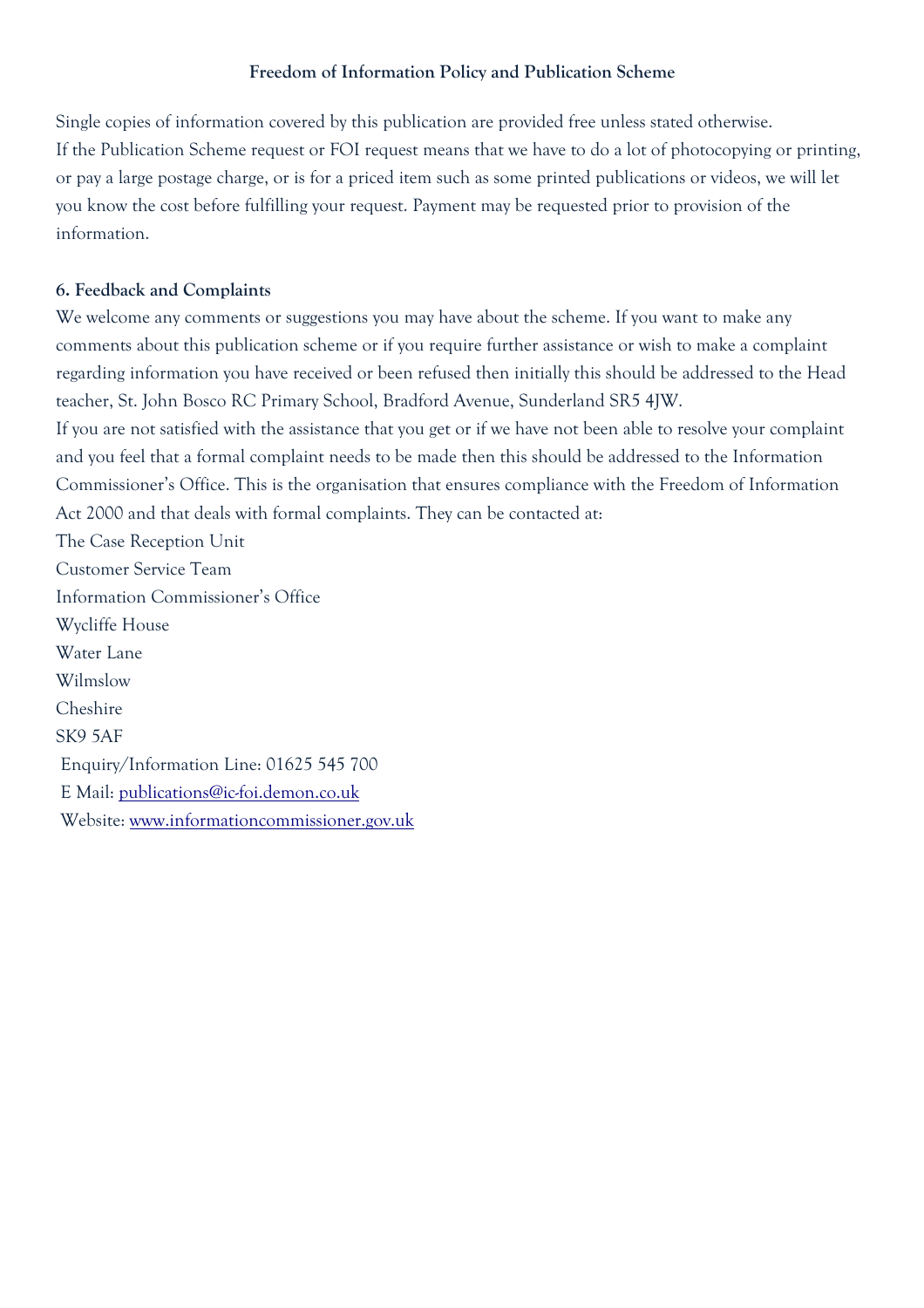Single copies of information covered by this publication are provided free unless stated otherwise.
If the Publication Scheme request or FOI request means that we have to do a lot of photocopying or printing, or pay a large postage charge, or is for a priced item such as some printed publications or videos, we will let you know the cost before fulfilling your request. Payment may be requested prior to provision of the information.

**6. Feedback and Complaints**

We welcome any comments or suggestions you may have about the scheme. If you want to make any comments about this publication scheme or if you require further assistance or wish to make a complaint regarding information you have received or been refused then initially this should be addressed to the Head teacher, St. John Bosco RC Primary School, Bradford Avenue, Sunderland SR5 4JW.
If you are not satisfied with the assistance that you get or if we have not been able to resolve your complaint and you feel that a formal complaint needs to be made then this should be addressed to the Information Commissioner's Office. This is the organisation that ensures compliance with the Freedom of Information Act 2000 and that deals with formal complaints. They can be contacted at:

The Case Reception Unit
Customer Service Team
Information Commissioner's Office
Wycliffe House
Water Lane
Wilmslow
Cheshire
SK9 5AF

Enquiry/Information Line: 01625 545 700
E Mail: publications@ic-foi.demon.co.uk
Website: www.informationcommissioner.gov.uk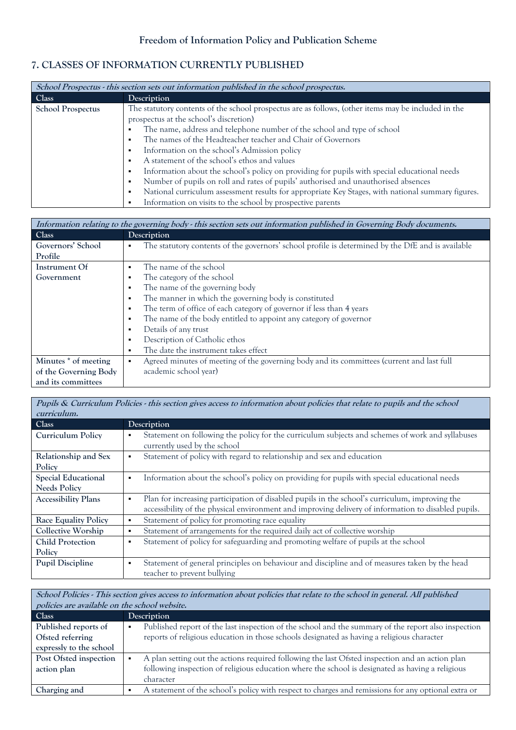## 7. CLASSES OF INFORMATION CURRENTLY PUBLISHED

| ***School Prospectus - this section sets out information published in the school prospectus.*** | |
|---|---|
| **Class** | **Description** |
| **School Prospectus** | The statutory contents of the school prospectus are as follows, (other items may be included in the prospectus at the school's discretion)<br>▪ The name, address and telephone number of the school and type of school<br>▪ The names of the Headteacher teacher and Chair of Governors<br>▪ Information on the school's Admission policy<br>▪ A statement of the school's ethos and values<br>▪ Information about the school's policy on providing for pupils with special educational needs<br>▪ Number of pupils on roll and rates of pupils' authorised and unauthorised absences<br>▪ National curriculum assessment results for appropriate Key Stages, with national summary figures.<br>▪ Information on visits to the school by prospective parents |

| ***Information relating to the governing body - this section sets out information published in Governing Body documents.*** | |
|---|---|
| **Class** | **Description** |
| **Governors' School Profile** | ▪ The statutory contents of the governors' school profile is determined by the DfE and is available |
| **Instrument Of Government** | ▪ The name of the school<br>▪ The category of the school<br>▪ The name of the governing body<br>▪ The manner in which the governing body is constituted<br>▪ The term of office of each category of governor if less than 4 years<br>▪ The name of the body entitled to appoint any category of governor<br>▪ Details of any trust<br>▪ Description of Catholic ethos<br>▪ The date the instrument takes effect |
| **Minutes * of meeting of the Governing Body and its committees** | ▪ Agreed minutes of meeting of the governing body and its committees (current and last full academic school year) |

| ***Pupils & Curriculum Policies - this section gives access to information about policies that relate to pupils and the school curriculum.*** | |
|---|---|
| **Class** | **Description** |
| **Curriculum Policy** | ▪ Statement on following the policy for the curriculum subjects and schemes of work and syllabuses currently used by the school |
| **Relationship and Sex Policy** | ▪ Statement of policy with regard to relationship and sex and education |
| **Special Educational Needs Policy** | ▪ Information about the school's policy on providing for pupils with special educational needs |
| **Accessibility Plans** | ▪ Plan for increasing participation of disabled pupils in the school's curriculum, improving the accessibility of the physical environment and improving delivery of information to disabled pupils. |
| **Race Equality Policy** | ▪ Statement of policy for promoting race equality |
| **Collective Worship** | ▪ Statement of arrangements for the required daily act of collective worship |
| **Child Protection Policy** | ▪ Statement of policy for safeguarding and promoting welfare of pupils at the school |
| **Pupil Discipline** | ▪ Statement of general principles on behaviour and discipline and of measures taken by the head teacher to prevent bullying |

| ***School Policies - This section gives access to information about policies that relate to the school in general. All published policies are available on the school website.*** | |
|---|---|
| **Class** | **Description** |
| **Published reports of Ofsted referring expressly to the school** | ▪ Published report of the last inspection of the school and the summary of the report also inspection reports of religious education in those schools designated as having a religious character |
| **Post Ofsted inspection action plan** | ▪ A plan setting out the actions required following the last Ofsted inspection and an action plan following inspection of religious education where the school is designated as having a religious character |
| **Charging and** | ▪ A statement of the school's policy with respect to charges and remissions for any optional extra or |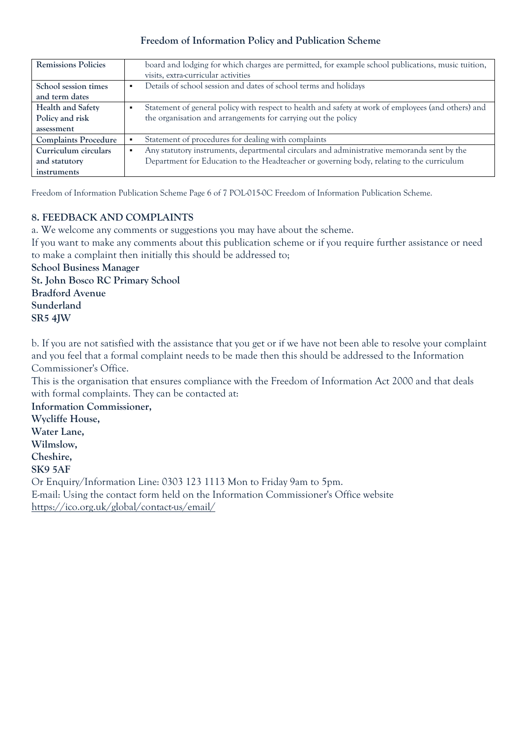| | |
|---|---|
| **Remissions Policies** | board and lodging for which charges are permitted, for example school publications, music tuition, visits, extra-curricular activities |
| **School session times and term dates** | ▪ Details of school session and dates of school terms and holidays |
| **Health and Safety Policy and risk assessment** | ▪ Statement of general policy with respect to health and safety at work of employees (and others) and the organisation and arrangements for carrying out the policy |
| **Complaints Procedure** | ▪ Statement of procedures for dealing with complaints |
| **Curriculum circulars and statutory instruments** | ▪ Any statutory instruments, departmental circulars and administrative memoranda sent by the Department for Education to the Headteacher or governing body, relating to the curriculum |

Freedom of Information Publication Scheme Page 6 of 7 POL-015-0C Freedom of Information Publication Scheme.

## 8. FEEDBACK AND COMPLAINTS

a. We welcome any comments or suggestions you may have about the scheme.

If you want to make any comments about this publication scheme or if you require further assistance or need to make a complaint then initially this should be addressed to;

**School Business Manager**
**St. John Bosco RC Primary School**
**Bradford Avenue**
**Sunderland**
**SR5 4JW**

b. If you are not satisfied with the assistance that you get or if we have not been able to resolve your complaint and you feel that a formal complaint needs to be made then this should be addressed to the Information Commissioner's Office.

This is the organisation that ensures compliance with the Freedom of Information Act 2000 and that deals with formal complaints. They can be contacted at:

**Information Commissioner,**
**Wycliffe House,**
**Water Lane,**
**Wilmslow,**
**Cheshire,**
**SK9 5AF**

Or Enquiry/Information Line: 0303 123 1113 Mon to Friday 9am to 5pm.

E-mail: Using the contact form held on the Information Commissioner's Office website
https://ico.org.uk/global/contact-us/email/